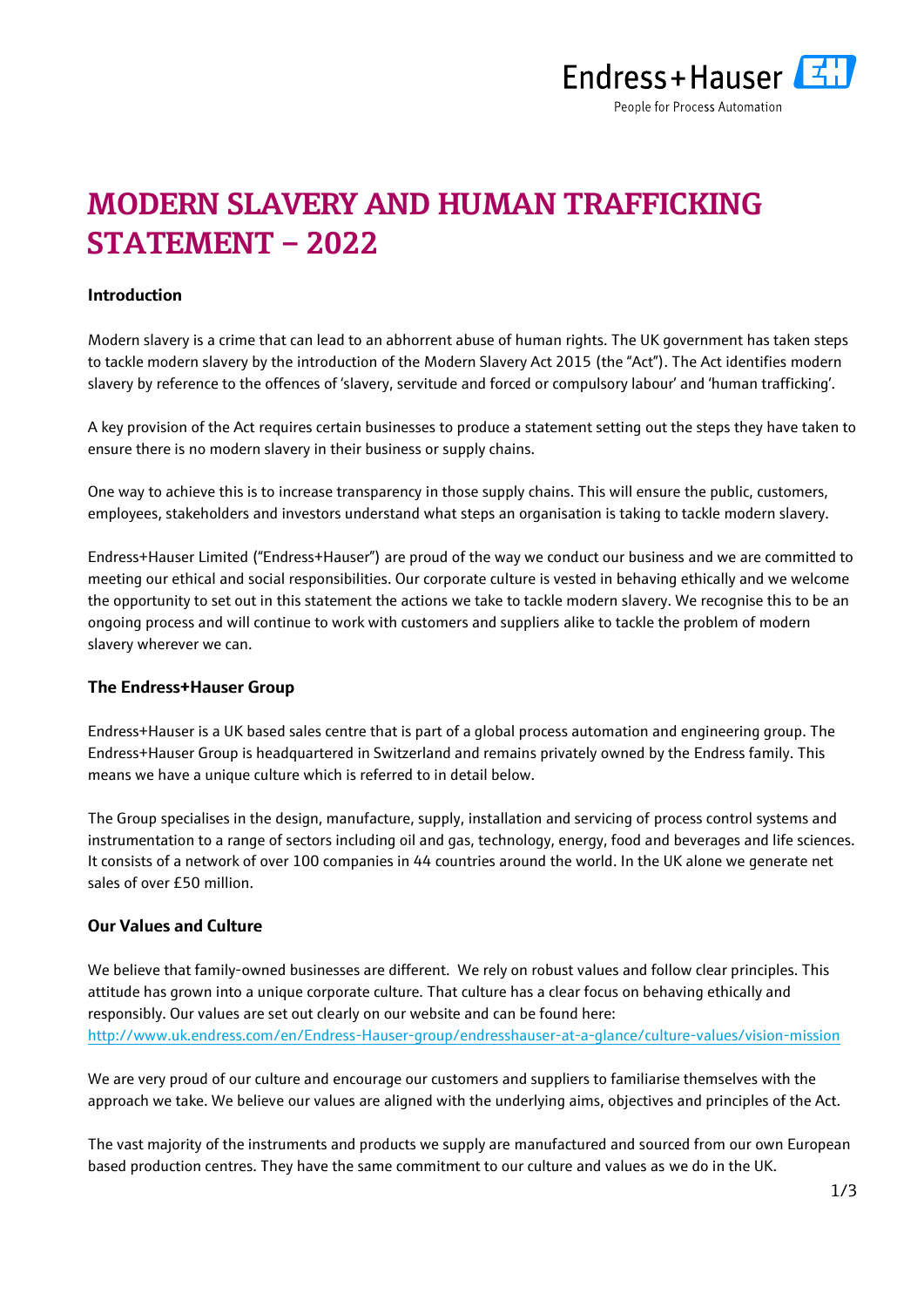# MODERN SLAVERY AND HUMAN TRAFFICKING STATEMENT – 2022

## Introduction

Modern slavery is a crime that can lead to an abhorrent abuse of human rights. The UK government has taken steps to tackle modern slavery by the introduction of the Modern Slavery Act 2015 (the "Act"). The Act identifies modern slavery by reference to the offences of 'slavery, servitude and forced or compulsory labour' and 'human trafficking'.

A key provision of the Act requires certain businesses to produce a statement setting out the steps they have taken to ensure there is no modern slavery in their business or supply chains.

One way to achieve this is to increase transparency in those supply chains. This will ensure the public, customers, employees, stakeholders and investors understand what steps an organisation is taking to tackle modern slavery.

Endress+Hauser Limited ("Endress+Hauser") are proud of the way we conduct our business and we are committed to meeting our ethical and social responsibilities. Our corporate culture is vested in behaving ethically and we welcome the opportunity to set out in this statement the actions we take to tackle modern slavery. We recognise this to be an ongoing process and will continue to work with customers and suppliers alike to tackle the problem of modern slavery wherever we can.

## The Endress+Hauser Group

Endress+Hauser is a UK based sales centre that is part of a global process automation and engineering group. The Endress+Hauser Group is headquartered in Switzerland and remains privately owned by the Endress family. This means we have a unique culture which is referred to in detail below.

The Group specialises in the design, manufacture, supply, installation and servicing of process control systems and instrumentation to a range of sectors including oil and gas, technology, energy, food and beverages and life sciences. It consists of a network of over 100 companies in 44 countries around the world. In the UK alone we generate net sales of over £50 million.

## Our Values and Culture

We believe that family-owned businesses are different. We rely on robust values and follow clear principles. This attitude has grown into a unique corporate culture. That culture has a clear focus on behaving ethically and responsibly. Our values are set out clearly on our website and can be found here: http://www.uk.endress.com/en/Endress-Hauser-group/endresshauser-at-a-glance/culture-values/vision-mission

We are very proud of our culture and encourage our customers and suppliers to familiarise themselves with the approach we take. We believe our values are aligned with the underlying aims, objectives and principles of the Act.

The vast majority of the instruments and products we supply are manufactured and sourced from our own European based production centres. They have the same commitment to our culture and values as we do in the UK.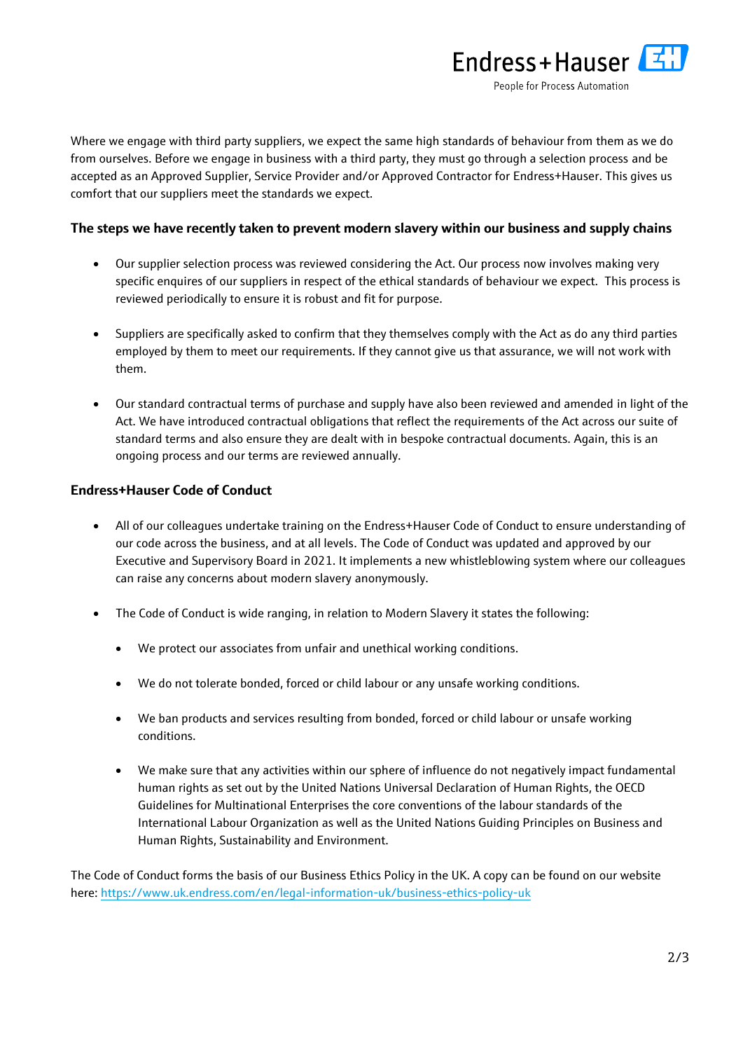Where we engage with third party suppliers, we expect the same high standards of behaviour from them as we do from ourselves. Before we engage in business with a third party, they must go through a selection process and be accepted as an Approved Supplier, Service Provider and/or Approved Contractor for Endress+Hauser. This gives us comfort that our suppliers meet the standards we expect.

### The steps we have recently taken to prevent modern slavery within our business and supply chains

- Our supplier selection process was reviewed considering the Act. Our process now involves making very specific enquires of our suppliers in respect of the ethical standards of behaviour we expect. This process is reviewed periodically to ensure it is robust and fit for purpose.

- Suppliers are specifically asked to confirm that they themselves comply with the Act as do any third parties employed by them to meet our requirements. If they cannot give us that assurance, we will not work with them.

- Our standard contractual terms of purchase and supply have also been reviewed and amended in light of the Act. We have introduced contractual obligations that reflect the requirements of the Act across our suite of standard terms and also ensure they are dealt with in bespoke contractual documents. Again, this is an ongoing process and our terms are reviewed annually.

### Endress+Hauser Code of Conduct

- All of our colleagues undertake training on the Endress+Hauser Code of Conduct to ensure understanding of our code across the business, and at all levels. The Code of Conduct was updated and approved by our Executive and Supervisory Board in 2021. It implements a new whistleblowing system where our colleagues can raise any concerns about modern slavery anonymously.

- The Code of Conduct is wide ranging, in relation to Modern Slavery it states the following:

  - We protect our associates from unfair and unethical working conditions.

  - We do not tolerate bonded, forced or child labour or any unsafe working conditions.

  - We ban products and services resulting from bonded, forced or child labour or unsafe working conditions.

  - We make sure that any activities within our sphere of influence do not negatively impact fundamental human rights as set out by the United Nations Universal Declaration of Human Rights, the OECD Guidelines for Multinational Enterprises the core conventions of the labour standards of the International Labour Organization as well as the United Nations Guiding Principles on Business and Human Rights, Sustainability and Environment.

The Code of Conduct forms the basis of our Business Ethics Policy in the UK. A copy can be found on our website here: https://www.uk.endress.com/en/legal-information-uk/business-ethics-policy-uk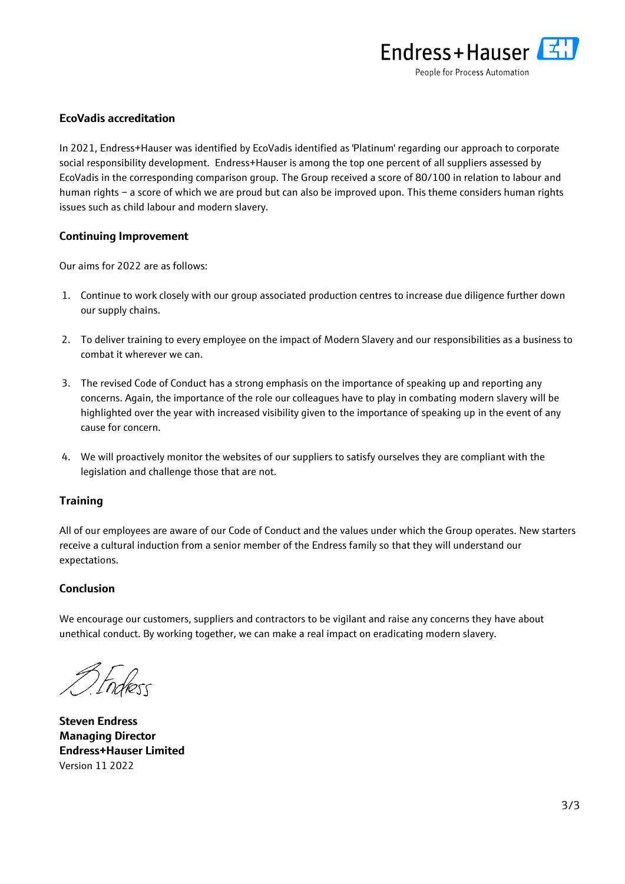## EcoVadis accreditation

In 2021, Endress+Hauser was identified by EcoVadis identified as 'Platinum' regarding our approach to corporate social responsibility development. Endress+Hauser is among the top one percent of all suppliers assessed by EcoVadis in the corresponding comparison group. The Group received a score of 80/100 in relation to labour and human rights – a score of which we are proud but can also be improved upon. This theme considers human rights issues such as child labour and modern slavery.

## Continuing Improvement

Our aims for 2022 are as follows:

1. Continue to work closely with our group associated production centres to increase due diligence further down our supply chains.

2. To deliver training to every employee on the impact of Modern Slavery and our responsibilities as a business to combat it wherever we can.

3. The revised Code of Conduct has a strong emphasis on the importance of speaking up and reporting any concerns. Again, the importance of the role our colleagues have to play in combating modern slavery will be highlighted over the year with increased visibility given to the importance of speaking up in the event of any cause for concern.

4. We will proactively monitor the websites of our suppliers to satisfy ourselves they are compliant with the legislation and challenge those that are not.

## Training

All of our employees are aware of our Code of Conduct and the values under which the Group operates. New starters receive a cultural induction from a senior member of the Endress family so that they will understand our expectations.

## Conclusion

We encourage our customers, suppliers and contractors to be vigilant and raise any concerns they have about unethical conduct. By working together, we can make a real impact on eradicating modern slavery.

**Steven Endress**
**Managing Director**
**Endress+Hauser Limited**
Version 11 2022